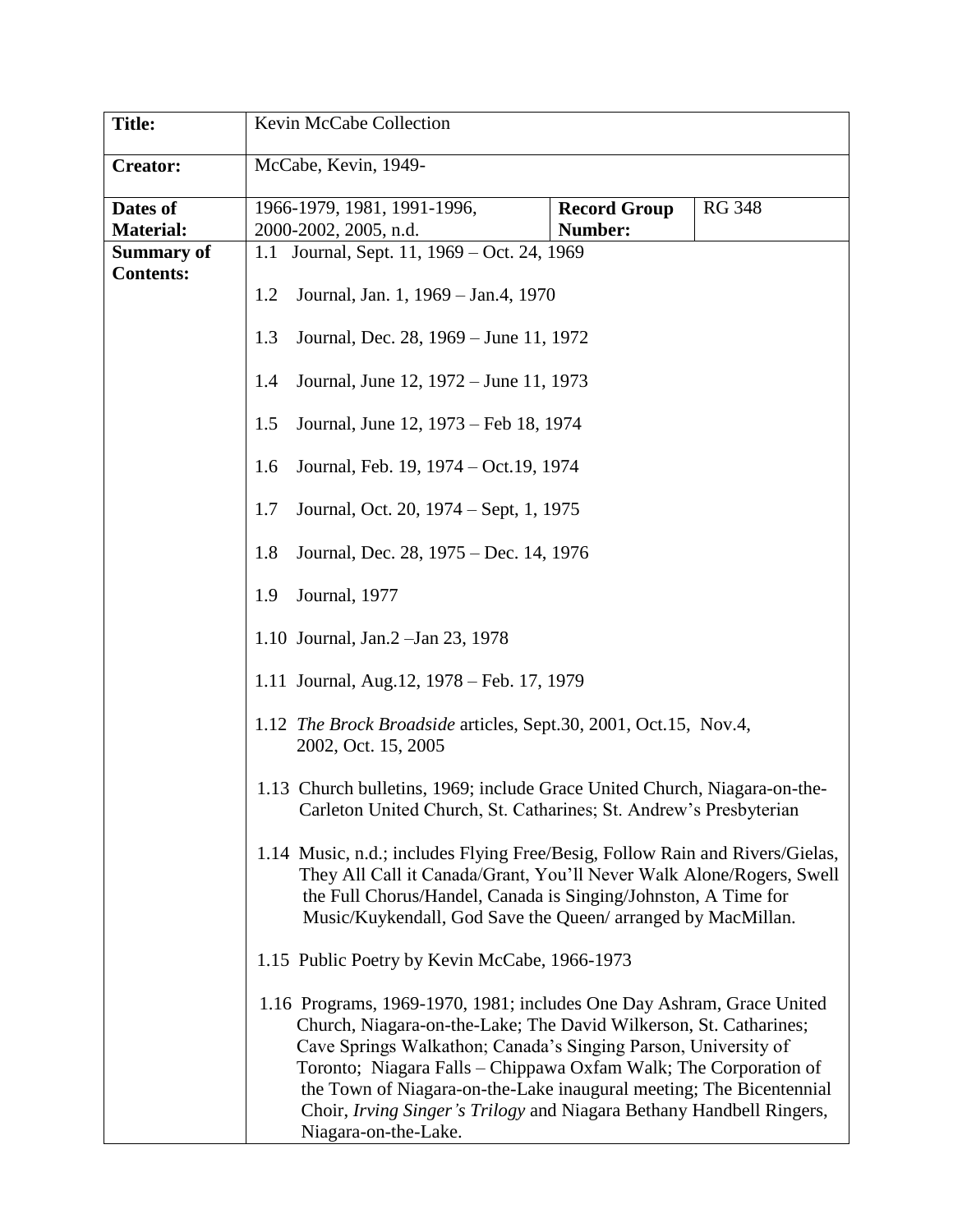| **Title:** | Kevin McCabe Collection | | |
|---|---|---|---|
| **Creator:** | McCabe, Kevin, 1949- | | |
| **Dates of Material:** | 1966-1979, 1981, 1991-1996, 2000-2002, 2005, n.d. | **Record Group Number:** | RG 348 |
| **Summary of Contents:** | 1.1 Journal, Sept. 11, 1969 – Oct. 24, 1969<br><br>1.2 Journal, Jan. 1, 1969 – Jan.4, 1970<br><br>1.3 Journal, Dec. 28, 1969 – June 11, 1972<br><br>1.4 Journal, June 12, 1972 – June 11, 1973<br><br>1.5 Journal, June 12, 1973 – Feb 18, 1974<br><br>1.6 Journal, Feb. 19, 1974 – Oct.19, 1974<br><br>1.7 Journal, Oct. 20, 1974 – Sept, 1, 1975<br><br>1.8 Journal, Dec. 28, 1975 – Dec. 14, 1976<br><br>1.9 Journal, 1977<br><br>1.10 Journal, Jan.2 –Jan 23, 1978<br><br>1.11 Journal, Aug.12, 1978 – Feb. 17, 1979<br><br>1.12 *The Brock Broadside* articles, Sept.30, 2001, Oct.15, Nov.4, 2002, Oct. 15, 2005<br><br>1.13 Church bulletins, 1969; include Grace United Church, Niagara-on-the-Carleton United Church, St. Catharines; St. Andrew's Presbyterian<br><br>1.14 Music, n.d.; includes Flying Free/Besig, Follow Rain and Rivers/Gielas, They All Call it Canada/Grant, You'll Never Walk Alone/Rogers, Swell the Full Chorus/Handel, Canada is Singing/Johnston, A Time for Music/Kuykendall, God Save the Queen/ arranged by MacMillan.<br><br>1.15 Public Poetry by Kevin McCabe, 1966-1973<br><br>1.16 Programs, 1969-1970, 1981; includes One Day Ashram, Grace United Church, Niagara-on-the-Lake; The David Wilkerson, St. Catharines; Cave Springs Walkathon; Canada's Singing Parson, University of Toronto; Niagara Falls – Chippawa Oxfam Walk; The Corporation of the Town of Niagara-on-the-Lake inaugural meeting; The Bicentennial Choir, *Irving Singer's Trilogy* and Niagara Bethany Handbell Ringers, Niagara-on-the-Lake. | | |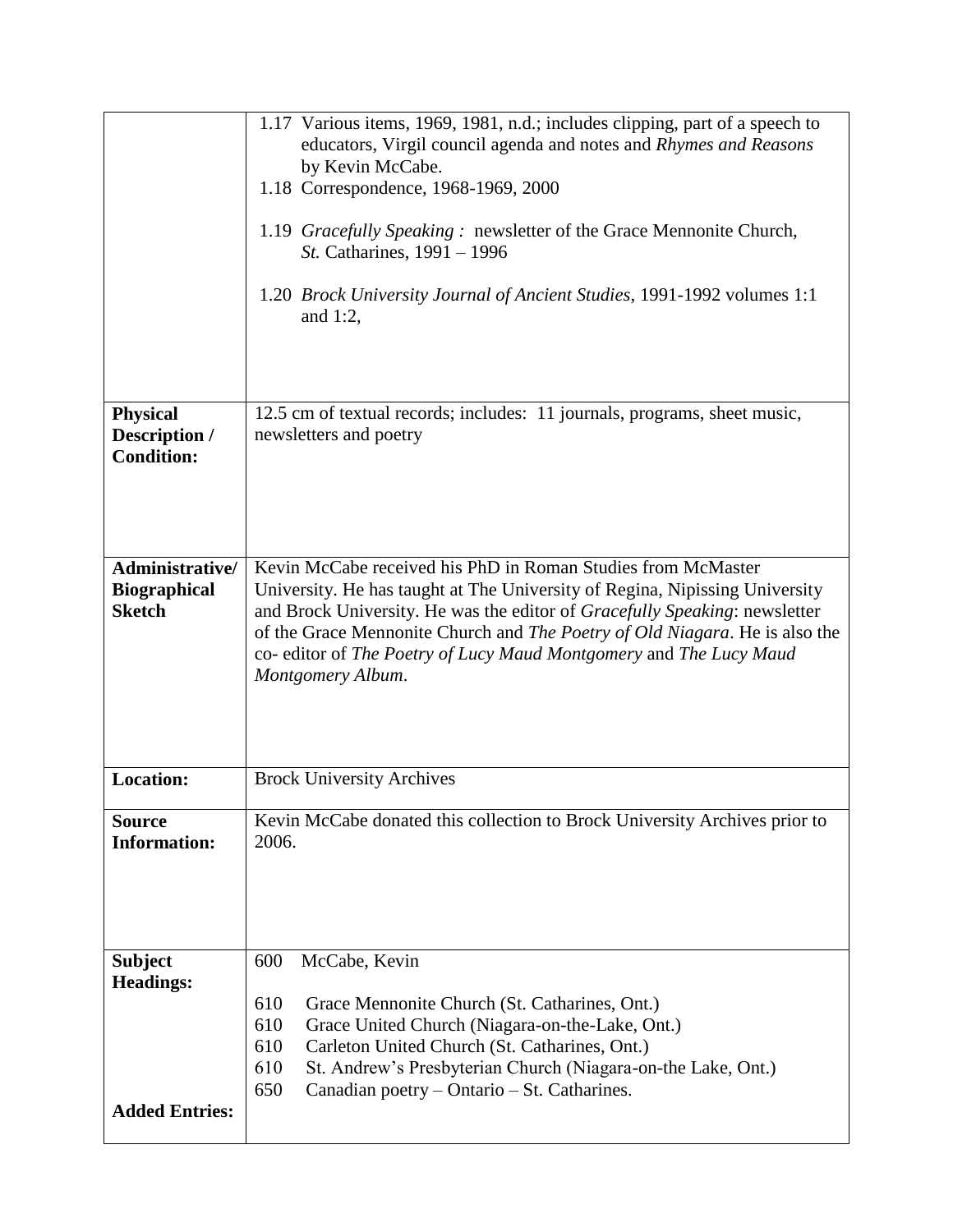| | |
|---|---|
| | 1.17 Various items, 1969, 1981, n.d.; includes clipping, part of a speech to educators, Virgil council agenda and notes and *Rhymes and Reasons* by Kevin McCabe.<br>1.18 Correspondence, 1968-1969, 2000<br><br>1.19 *Gracefully Speaking :* newsletter of the Grace Mennonite Church, *St.* Catharines, 1991 – 1996<br><br>1.20 *Brock University Journal of Ancient Studies*, 1991-1992 volumes 1:1 and 1:2, |
| **Physical Description / Condition:** | 12.5 cm of textual records; includes: 11 journals, programs, sheet music, newsletters and poetry |
| **Administrative/ Biographical Sketch** | Kevin McCabe received his PhD in Roman Studies from McMaster University. He has taught at The University of Regina, Nipissing University and Brock University. He was the editor of *Gracefully Speaking*: newsletter of the Grace Mennonite Church and *The Poetry of Old Niagara*. He is also the co- editor of *The Poetry of Lucy Maud Montgomery* and *The Lucy Maud Montgomery Album*. |
| **Location:** | Brock University Archives |
| **Source Information:** | Kevin McCabe donated this collection to Brock University Archives prior to 2006. |
| **Subject Headings:**<br><br><br><br><br>**Added Entries:** | 600 McCabe, Kevin<br><br>610 Grace Mennonite Church (St. Catharines, Ont.)<br>610 Grace United Church (Niagara-on-the-Lake, Ont.)<br>610 Carleton United Church (St. Catharines, Ont.)<br>610 St. Andrew's Presbyterian Church (Niagara-on-the Lake, Ont.)<br>650 Canadian poetry – Ontario – St. Catharines. |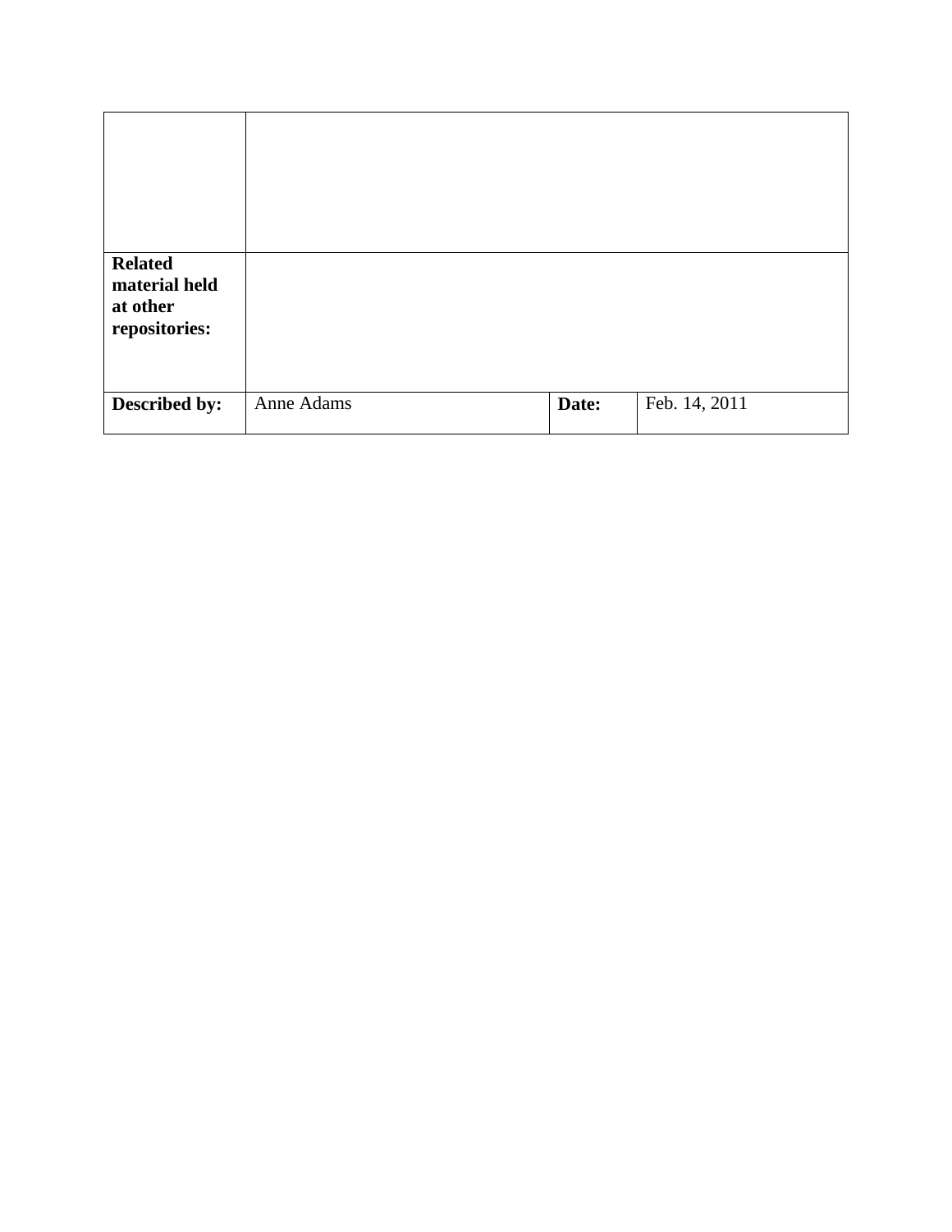| | | | |
|---|---|---|---|
| | | | |
| **Related material held at other repositories:** | | | |
| **Described by:** | Anne Adams | **Date:** | Feb. 14, 2011 |